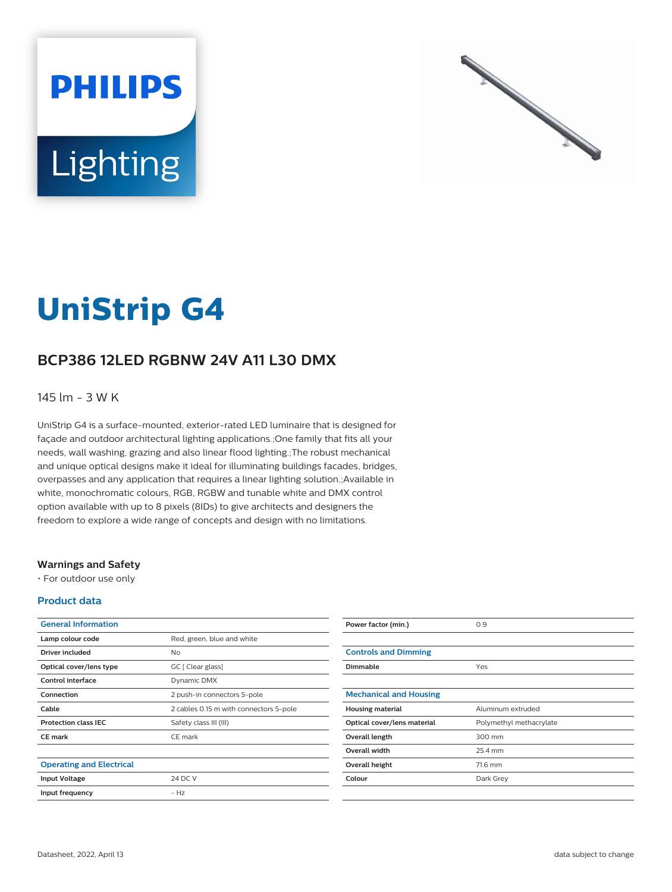# UniStrip G4

## BCP386 12LED RGBNW 24V A11 L30 DMX

145 lm - 3 W K

UniStrip G4 is a surface-mounted, exterior-rated LED luminaire that is designed for façade and outdoor architectural lighting applications.;One family that fits all your needs, wall washing, grazing and also linear flood lighting.;The robust mechanical and unique optical designs make it ideal for illuminating buildings facades, bridges, overpasses and any application that requires a linear lighting solution.;Available in white, monochromatic colours, RGB, RGBW and tunable white and DMX control option available with up to 8 pixels (8IDs) to give architects and designers the freedom to explore a wide range of concepts and design with no limitations.

### Warnings and Safety

- For outdoor use only

### Product data

| General Information | |
|---|---|
| Lamp colour code | Red, green, blue and white |
| Driver included | No |
| Optical cover/lens type | GC [ Clear glass] |
| Control interface | Dynamic DMX |
| Connection | 2 push-in connectors 5-pole |
| Cable | 2 cables 0.15 m with connectors 5-pole |
| Protection class IEC | Safety class III (III) |
| CE mark | CE mark |

| Operating and Electrical | |
|---|---|
| Input Voltage | 24 DC V |
| Input frequency | - Hz |
| Power factor (min.) | 0.9 |

| Controls and Dimming | |
|---|---|
| Dimmable | Yes |

| Mechanical and Housing | |
|---|---|
| Housing material | Aluminum extruded |
| Optical cover/lens material | Polymethyl methacrylate |
| Overall length | 300 mm |
| Overall width | 25.4 mm |
| Overall height | 71.6 mm |
| Colour | Dark Grey |

Datasheet, 2022, April 13 — data subject to change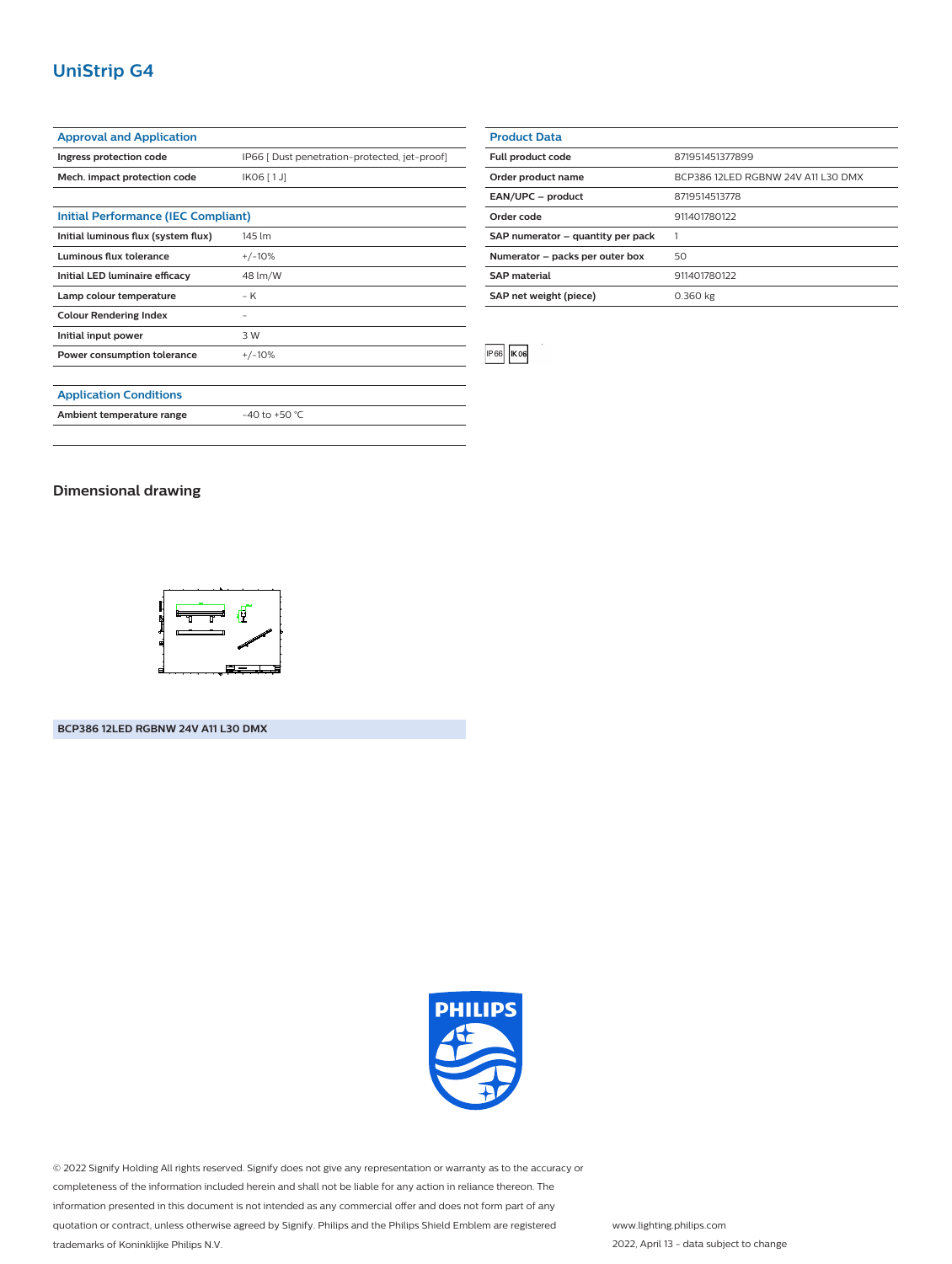# UniStrip G4

| Approval and Application | |
|---|---|
| Ingress protection code | IP66 [ Dust penetration-protected, jet-proof] |
| Mech. impact protection code | IK06 [ 1 J] |

| Initial Performance (IEC Compliant) | |
|---|---|
| Initial luminous flux (system flux) | 145 lm |
| Luminous flux tolerance | +/-10% |
| Initial LED luminaire efficacy | 48 lm/W |
| Lamp colour temperature | - K |
| Colour Rendering Index | - |
| Initial input power | 3 W |
| Power consumption tolerance | +/-10% |

| Application Conditions | |
|---|---|
| Ambient temperature range | -40 to +50 °C |

| Product Data | |
|---|---|
| Full product code | 871951451377899 |
| Order product name | BCP386 12LED RGBNW 24V A11 L30 DMX |
| EAN/UPC – product | 8719514513778 |
| Order code | 911401780122 |
| SAP numerator – quantity per pack | 1 |
| Numerator – packs per outer box | 50 |
| SAP material | 911401780122 |
| SAP net weight (piece) | 0.360 kg |

IP66 IK06

## Dimensional drawing

BCP386 12LED RGBNW 24V A11 L30 DMX

© 2022 Signify Holding All rights reserved. Signify does not give any representation or warranty as to the accuracy or completeness of the information included herein and shall not be liable for any action in reliance thereon. The information presented in this document is not intended as any commercial offer and does not form part of any quotation or contract, unless otherwise agreed by Signify. Philips and the Philips Shield Emblem are registered trademarks of Koninklijke Philips N.V.

www.lighting.philips.com

2022, April 13 - data subject to change